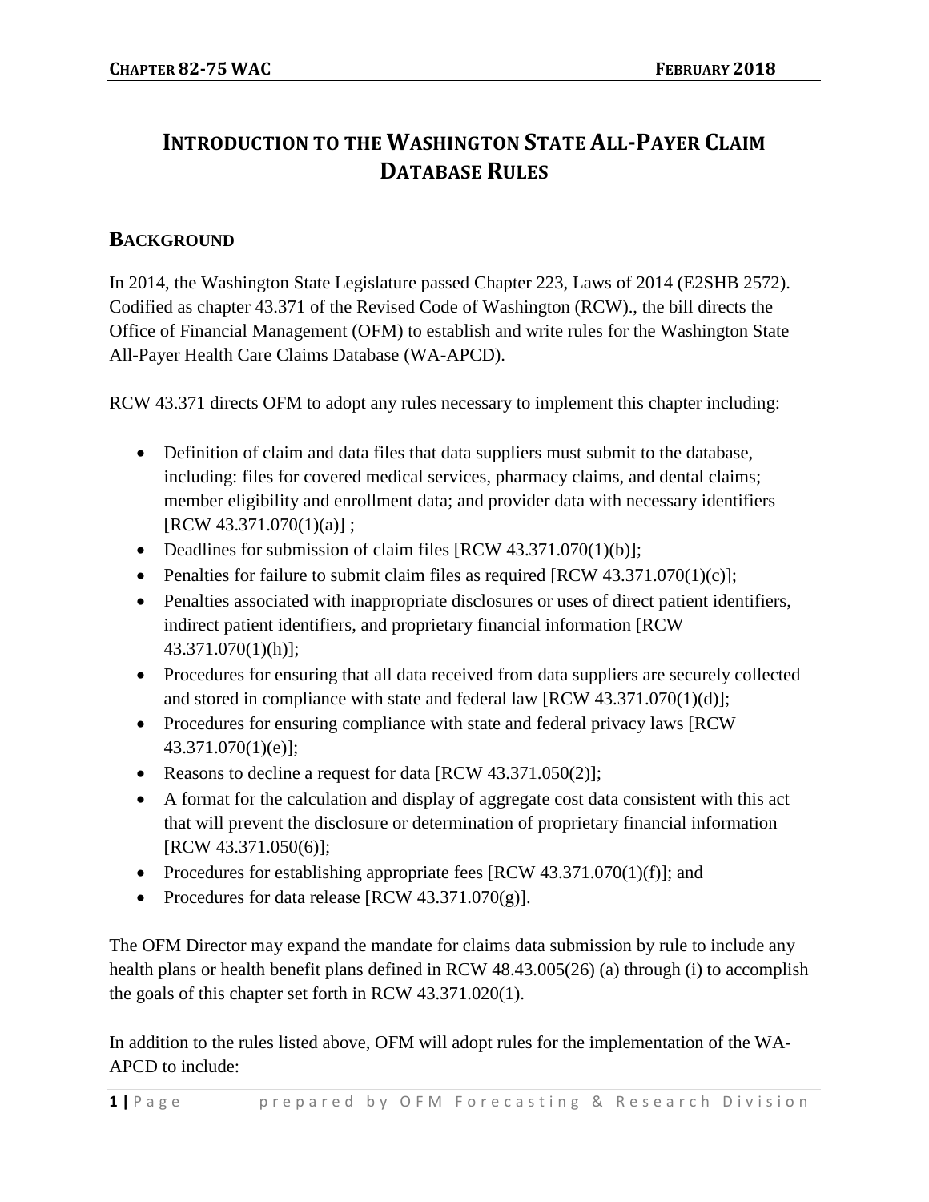# Introduction to the Washington State All-Payer Claim Database Rules

## Background

In 2014, the Washington State Legislature passed Chapter 223, Laws of 2014 (E2SHB 2572). Codified as chapter 43.371 of the Revised Code of Washington (RCW)., the bill directs the Office of Financial Management (OFM) to establish and write rules for the Washington State All-Payer Health Care Claims Database (WA-APCD).

RCW 43.371 directs OFM to adopt any rules necessary to implement this chapter including:

- Definition of claim and data files that data suppliers must submit to the database, including: files for covered medical services, pharmacy claims, and dental claims; member eligibility and enrollment data; and provider data with necessary identifiers [RCW 43.371.070(1)(a)] ;
- Deadlines for submission of claim files [RCW 43.371.070(1)(b)];
- Penalties for failure to submit claim files as required [RCW 43.371.070(1)(c)];
- Penalties associated with inappropriate disclosures or uses of direct patient identifiers, indirect patient identifiers, and proprietary financial information [RCW 43.371.070(1)(h)];
- Procedures for ensuring that all data received from data suppliers are securely collected and stored in compliance with state and federal law [RCW 43.371.070(1)(d)];
- Procedures for ensuring compliance with state and federal privacy laws [RCW 43.371.070(1)(e)];
- Reasons to decline a request for data [RCW 43.371.050(2)];
- A format for the calculation and display of aggregate cost data consistent with this act that will prevent the disclosure or determination of proprietary financial information [RCW 43.371.050(6)];
- Procedures for establishing appropriate fees [RCW 43.371.070(1)(f)]; and
- Procedures for data release [RCW 43.371.070(g)].

The OFM Director may expand the mandate for claims data submission by rule to include any health plans or health benefit plans defined in RCW 48.43.005(26) (a) through (i) to accomplish the goals of this chapter set forth in RCW 43.371.020(1).

In addition to the rules listed above, OFM will adopt rules for the implementation of the WA-APCD to include: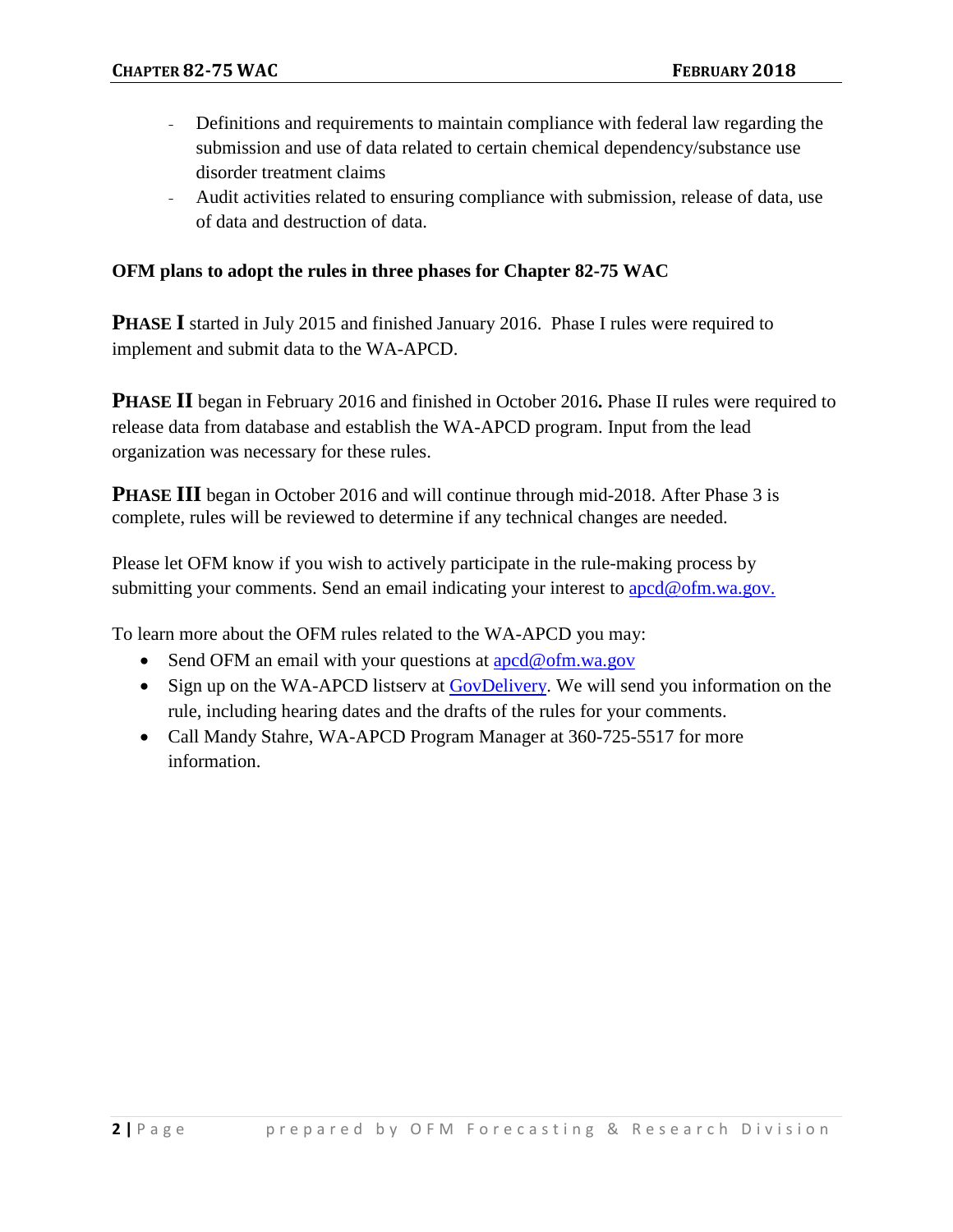- Definitions and requirements to maintain compliance with federal law regarding the submission and use of data related to certain chemical dependency/substance use disorder treatment claims
- Audit activities related to ensuring compliance with submission, release of data, use of data and destruction of data.

**OFM plans to adopt the rules in three phases for Chapter 82-75 WAC**

**PHASE I** started in July 2015 and finished January 2016. Phase I rules were required to implement and submit data to the WA-APCD.

**PHASE II** began in February 2016 and finished in October 2016**.** Phase II rules were required to release data from database and establish the WA-APCD program. Input from the lead organization was necessary for these rules.

**PHASE III** began in October 2016 and will continue through mid-2018. After Phase 3 is complete, rules will be reviewed to determine if any technical changes are needed.

Please let OFM know if you wish to actively participate in the rule-making process by submitting your comments. Send an email indicating your interest to apcd@ofm.wa.gov.

To learn more about the OFM rules related to the WA-APCD you may:

- Send OFM an email with your questions at apcd@ofm.wa.gov
- Sign up on the WA-APCD listserv at GovDelivery. We will send you information on the rule, including hearing dates and the drafts of the rules for your comments.
- Call Mandy Stahre, WA-APCD Program Manager at 360-725-5517 for more information.